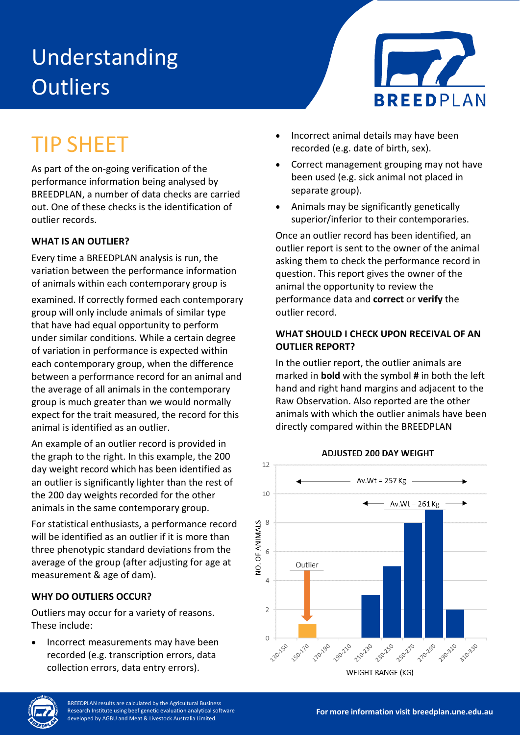# Understanding Outliers

## TIP SHEET

As part of the on-going verification of the performance information being analysed by BREEDPLAN, a number of data checks are carried out. One of these checks is the identification of outlier records.

### WHAT IS AN OUTLIER?

Every time a BREEDPLAN analysis is run, the variation between the performance information of animals within each contemporary group is examined. If correctly formed each contemporary group will only include animals of similar type that have had equal opportunity to perform under similar conditions. While a certain degree of variation in performance is expected within each contemporary group, when the difference between a performance record for an animal and the average of all animals in the contemporary group is much greater than we would normally expect for the trait measured, the record for this animal is identified as an outlier.

An example of an outlier record is provided in the graph to the right. In this example, the 200 day weight record which has been identified as an outlier is significantly lighter than the rest of the 200 day weights recorded for the other animals in the same contemporary group.

For statistical enthusiasts, a performance record will be identified as an outlier if it is more than three phenotypic standard deviations from the average of the group (after adjusting for age at measurement & age of dam).

### WHY DO OUTLIERS OCCUR?

Outliers may occur for a variety of reasons. These include:

- Incorrect measurements may have been recorded (e.g. transcription errors, data collection errors, data entry errors).
- Incorrect animal details may have been recorded (e.g. date of birth, sex).
- Correct management grouping may not have been used (e.g. sick animal not placed in separate group).
- Animals may be significantly genetically superior/inferior to their contemporaries.

Once an outlier record has been identified, an outlier report is sent to the owner of the animal asking them to check the performance record in question. This report gives the owner of the animal the opportunity to review the performance data and **correct** or **verify** the outlier record.

### WHAT SHOULD I CHECK UPON RECEIVAL OF AN OUTLIER REPORT?

In the outlier report, the outlier animals are marked in **bold** with the symbol **#** in both the left hand and right hand margins and adjacent to the Raw Observation. Also reported are the other animals with which the outlier animals have been directly compared within the BREEDPLAN

**ADJUSTED 200 DAY WEIGHT**

| Weight Range (kg) | No. of Animals |
|---|---|
| 130-150 | 0 |
| 150-170 | 1 (Outlier) |
| 170-190 | 0 |
| 190-210 | 0 |
| 210-230 | 3 |
| 230-250 | 5 |
| 250-270 | 8 |
| 270-290 | 9 |
| 290-310 | 2 |
| 310-330 | 0 |

Av.Wt = 257 Kg (all animals); Av.Wt = 261 Kg (excluding outlier)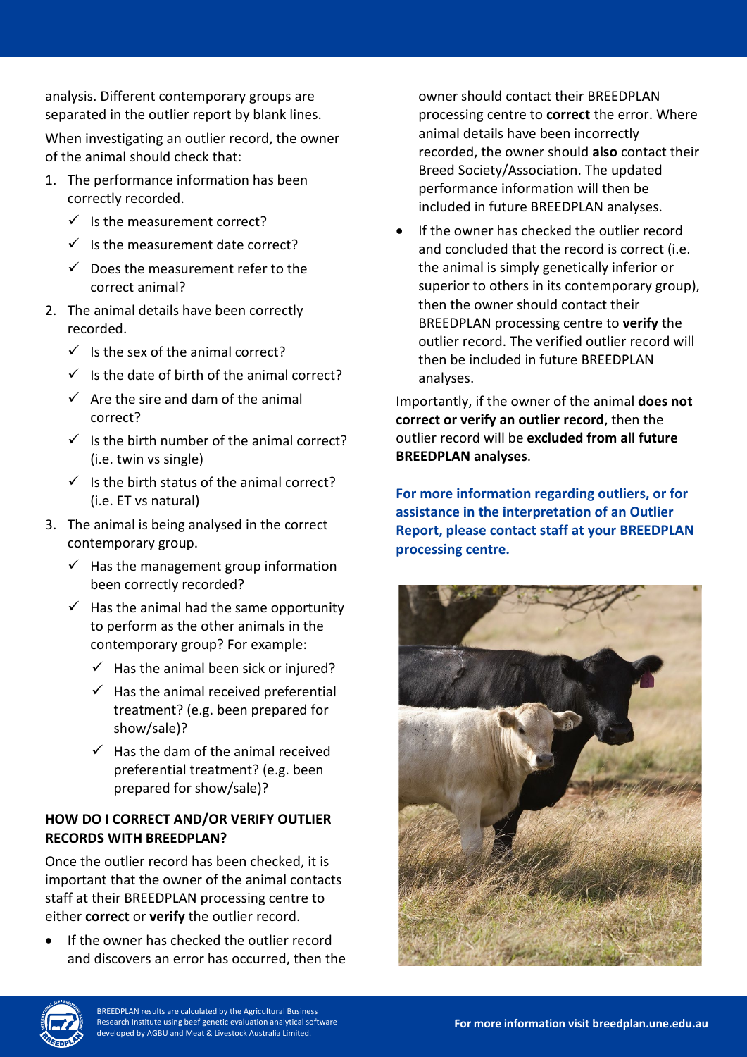analysis. Different contemporary groups are separated in the outlier report by blank lines.

When investigating an outlier record, the owner of the animal should check that:

1. The performance information has been correctly recorded.
   - ✓ Is the measurement correct?
   - ✓ Is the measurement date correct?
   - ✓ Does the measurement refer to the correct animal?
2. The animal details have been correctly recorded.
   - ✓ Is the sex of the animal correct?
   - ✓ Is the date of birth of the animal correct?
   - ✓ Are the sire and dam of the animal correct?
   - ✓ Is the birth number of the animal correct? (i.e. twin vs single)
   - ✓ Is the birth status of the animal correct? (i.e. ET vs natural)
3. The animal is being analysed in the correct contemporary group.
   - ✓ Has the management group information been correctly recorded?
   - ✓ Has the animal had the same opportunity to perform as the other animals in the contemporary group? For example:
     - ✓ Has the animal been sick or injured?
     - ✓ Has the animal received preferential treatment? (e.g. been prepared for show/sale)?
     - ✓ Has the dam of the animal received preferential treatment? (e.g. been prepared for show/sale)?

## HOW DO I CORRECT AND/OR VERIFY OUTLIER RECORDS WITH BREEDPLAN?

Once the outlier record has been checked, it is important that the owner of the animal contacts staff at their BREEDPLAN processing centre to either **correct** or **verify** the outlier record.

- If the owner has checked the outlier record and discovers an error has occurred, then the owner should contact their BREEDPLAN processing centre to **correct** the error. Where animal details have been incorrectly recorded, the owner should **also** contact their Breed Society/Association. The updated performance information will then be included in future BREEDPLAN analyses.
- If the owner has checked the outlier record and concluded that the record is correct (i.e. the animal is simply genetically inferior or superior to others in its contemporary group), then the owner should contact their BREEDPLAN processing centre to **verify** the outlier record. The verified outlier record will then be included in future BREEDPLAN analyses.

Importantly, if the owner of the animal **does not correct or verify an outlier record**, then the outlier record will be **excluded from all future BREEDPLAN analyses**.

**For more information regarding outliers, or for assistance in the interpretation of an Outlier Report, please contact staff at your BREEDPLAN processing centre.**

BREEDPLAN results are calculated by the Agricultural Business Research Institute using beef genetic evaluation analytical software developed by AGBU and Meat & Livestock Australia Limited.

**For more information visit breedplan.une.edu.au**